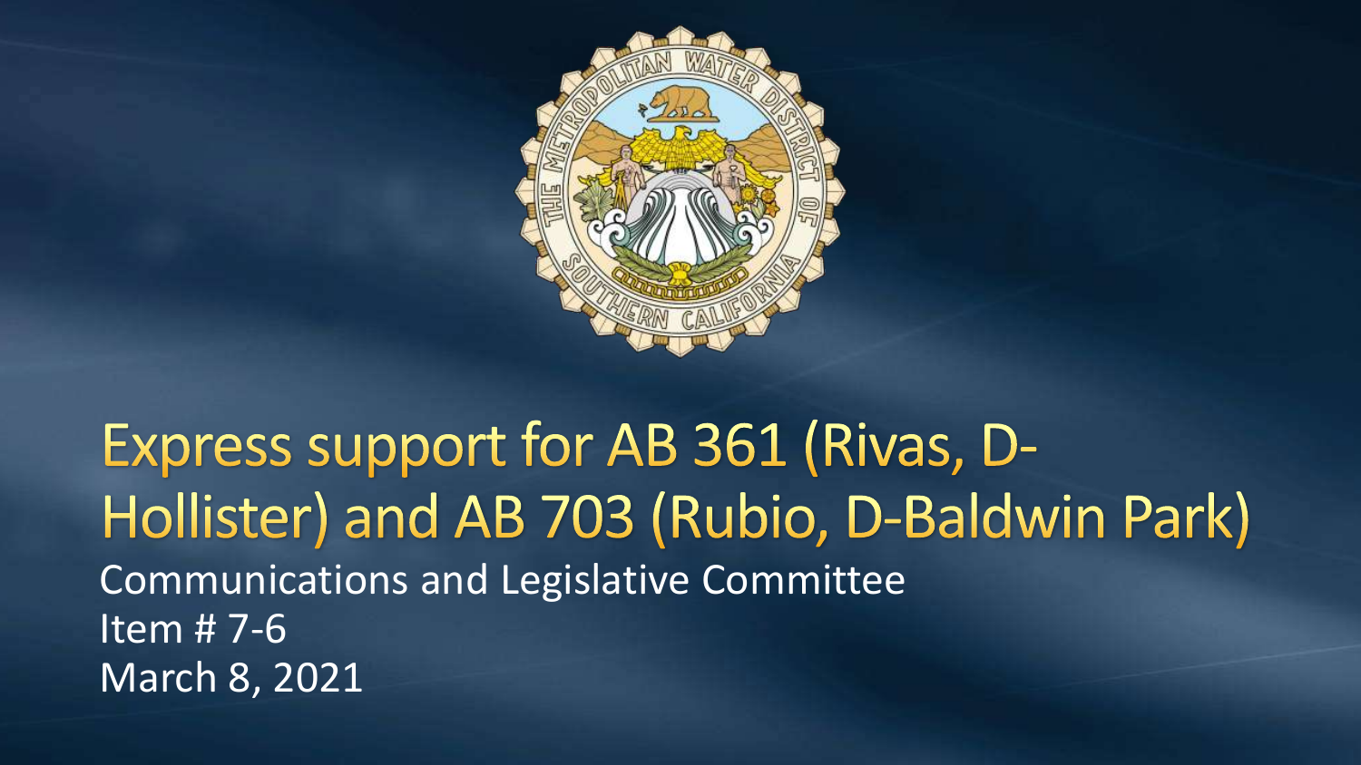# Express support for AB 361 (Rivas, D-Hollister) and AB 703 (Rubio, D-Baldwin Park)

Communications and Legislative Committee
Item # 7-6
March 8, 2021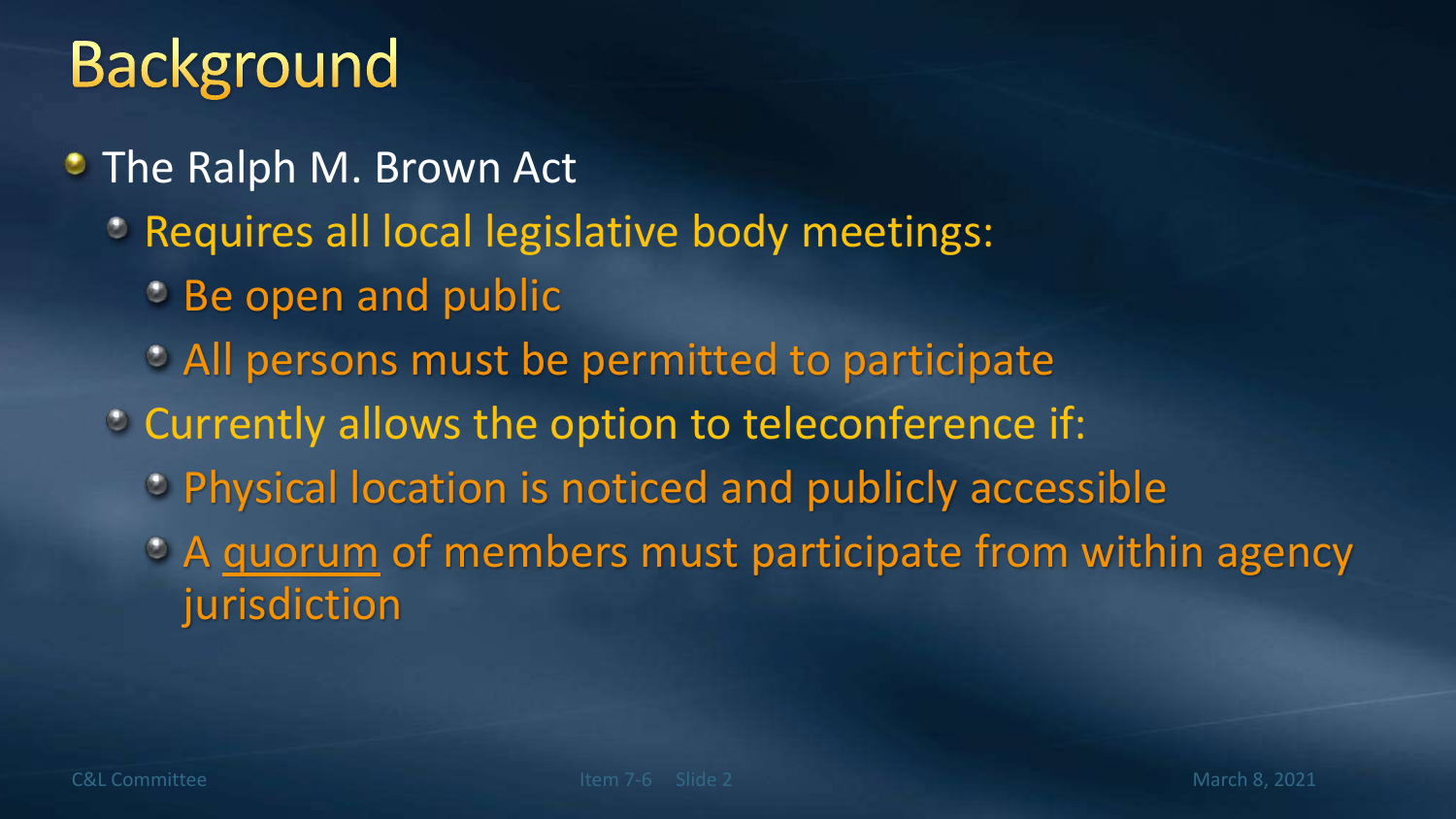# Background

- The Ralph M. Brown Act
  - Requires all local legislative body meetings:
    - Be open and public
    - All persons must be permitted to participate
  - Currently allows the option to teleconference if:
    - Physical location is noticed and publicly accessible
    - A <u>quorum</u> of members must participate from within agency jurisdiction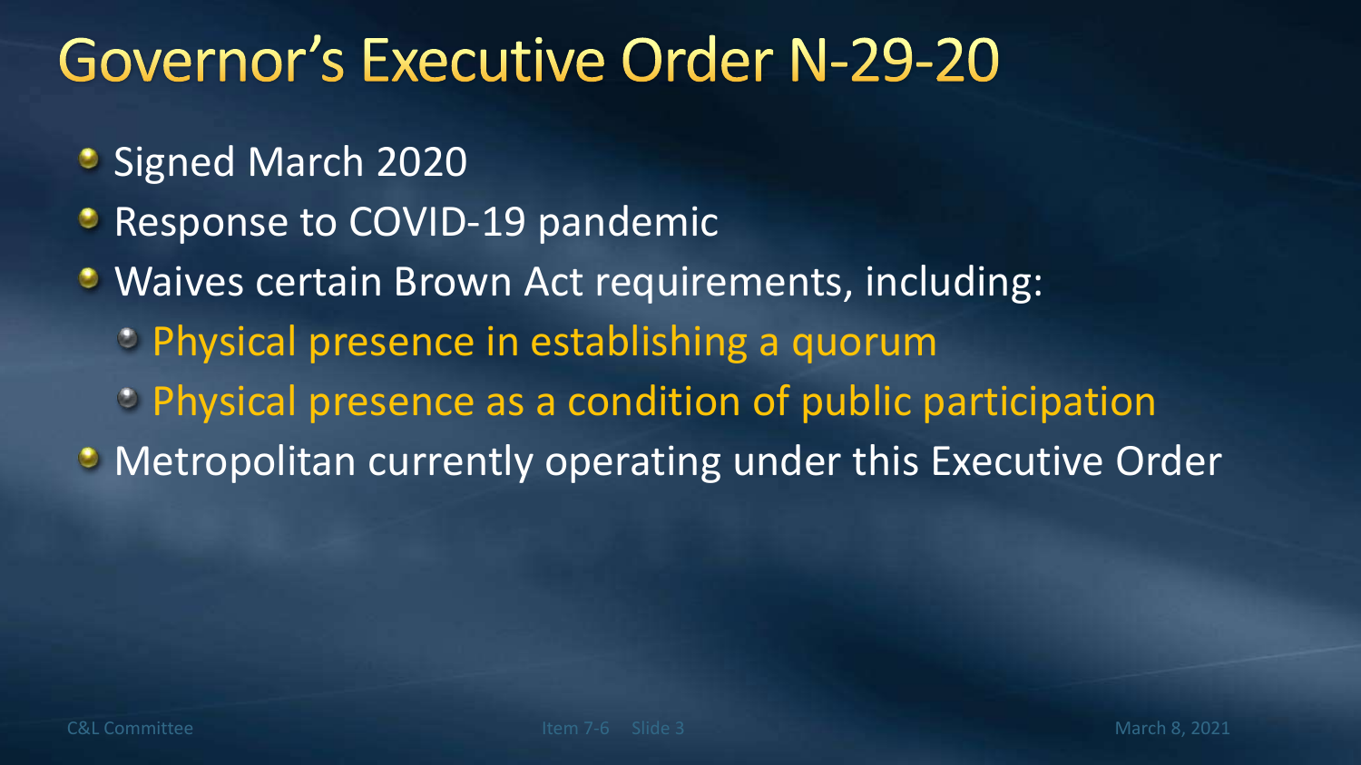# Governor's Executive Order N-29-20

- Signed March 2020
- Response to COVID-19 pandemic
- Waives certain Brown Act requirements, including:
  - Physical presence in establishing a quorum
  - Physical presence as a condition of public participation
- Metropolitan currently operating under this Executive Order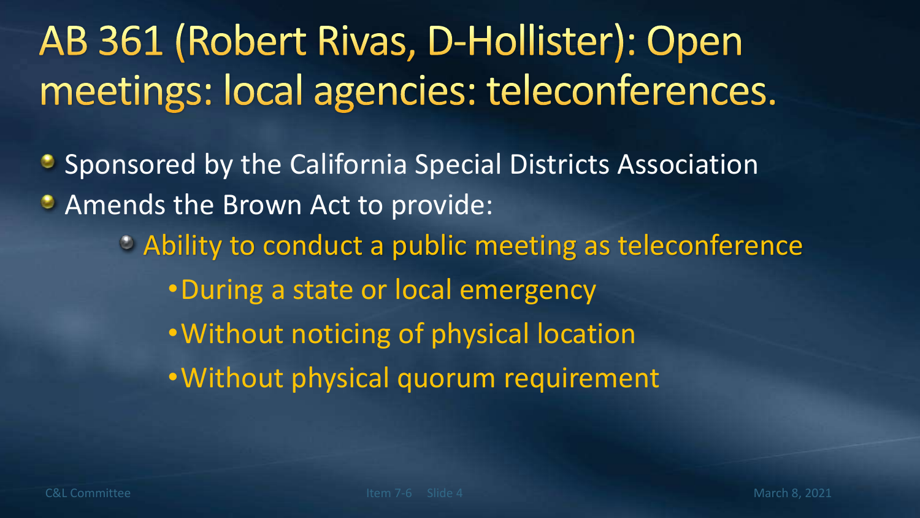# AB 361 (Robert Rivas, D-Hollister): Open meetings: local agencies: teleconferences.

- Sponsored by the California Special Districts Association
- Amends the Brown Act to provide:
  - Ability to conduct a public meeting as teleconference
    - During a state or local emergency
    - Without noticing of physical location
    - Without physical quorum requirement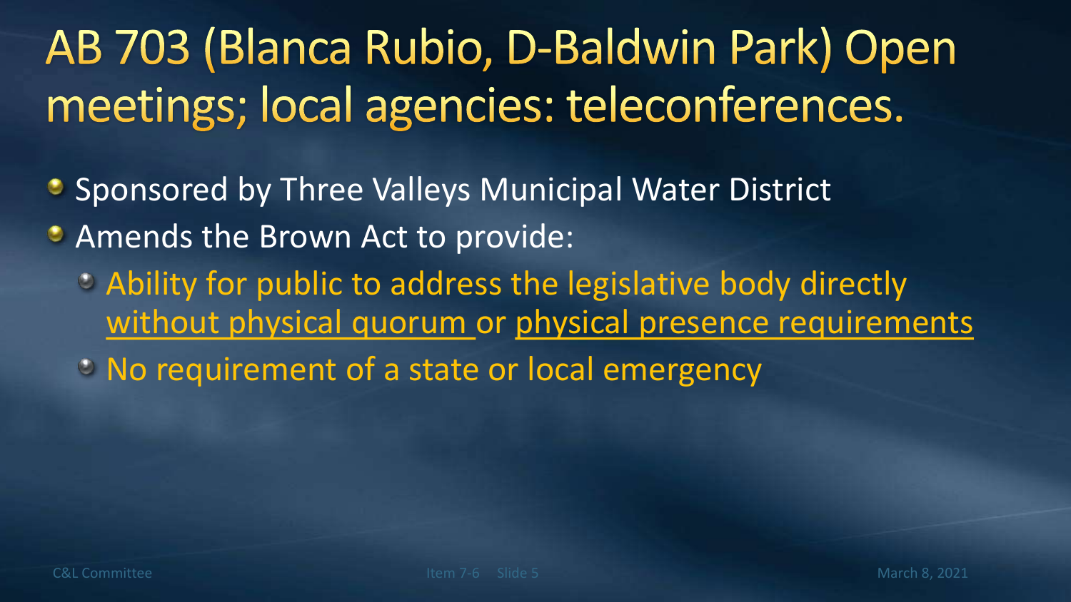# AB 703 (Blanca Rubio, D-Baldwin Park) Open meetings; local agencies: teleconferences.

- Sponsored by Three Valleys Municipal Water District
- Amends the Brown Act to provide:
  - Ability for public to address the legislative body directly <u>without physical quorum</u> or <u>physical presence requirements</u>
  - No requirement of a state or local emergency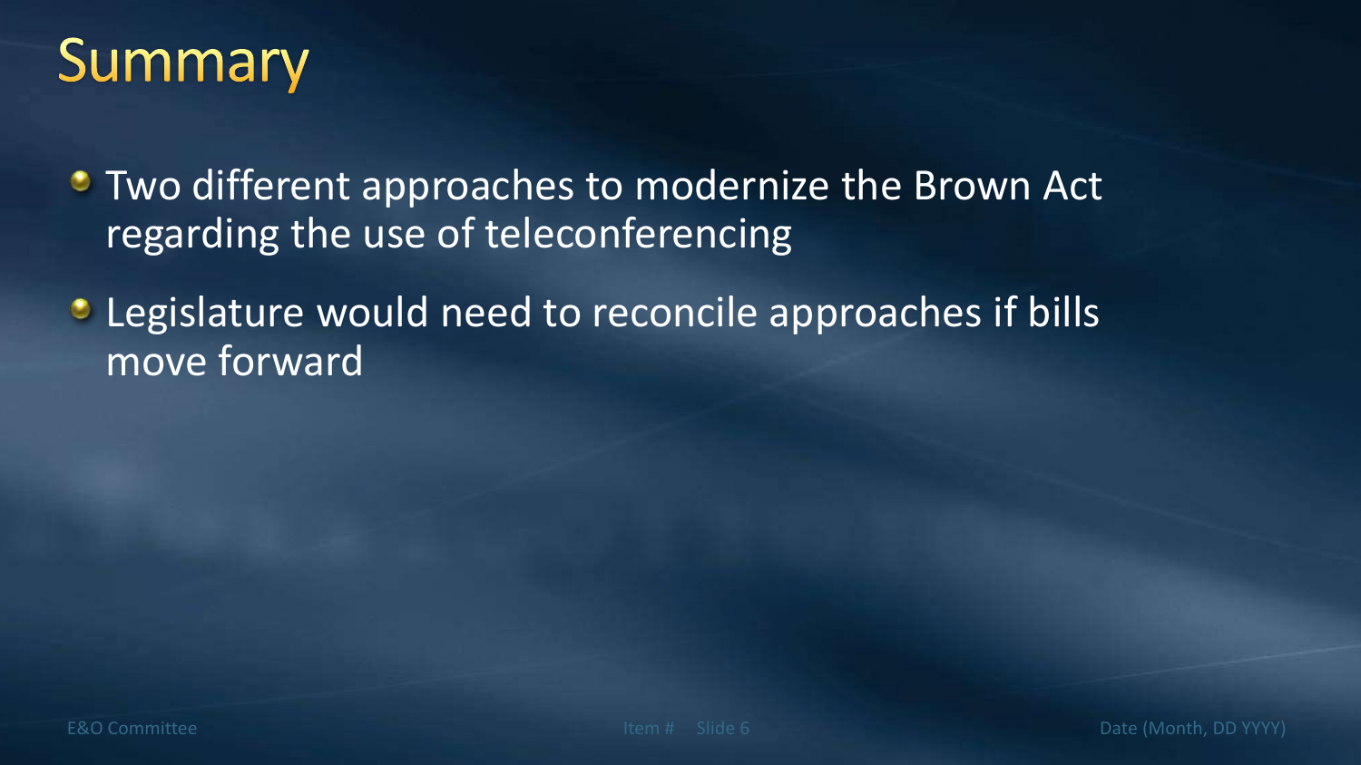# Summary

- Two different approaches to modernize the Brown Act regarding the use of teleconferencing
- Legislature would need to reconcile approaches if bills move forward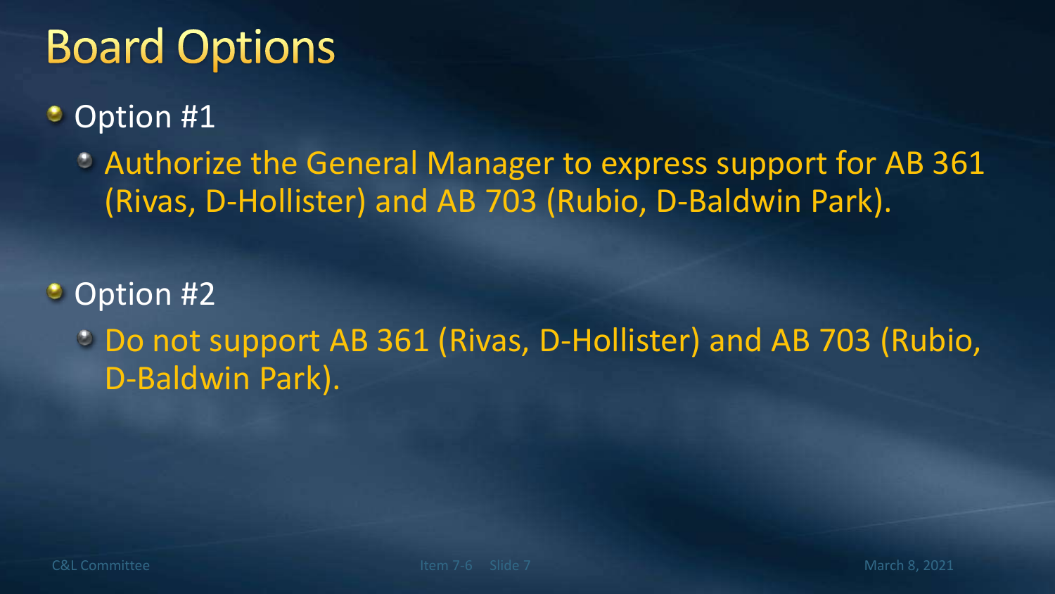# Board Options

- Option #1
  - Authorize the General Manager to express support for AB 361 (Rivas, D-Hollister) and AB 703 (Rubio, D-Baldwin Park).

- Option #2
  - Do not support AB 361 (Rivas, D-Hollister) and AB 703 (Rubio, D-Baldwin Park).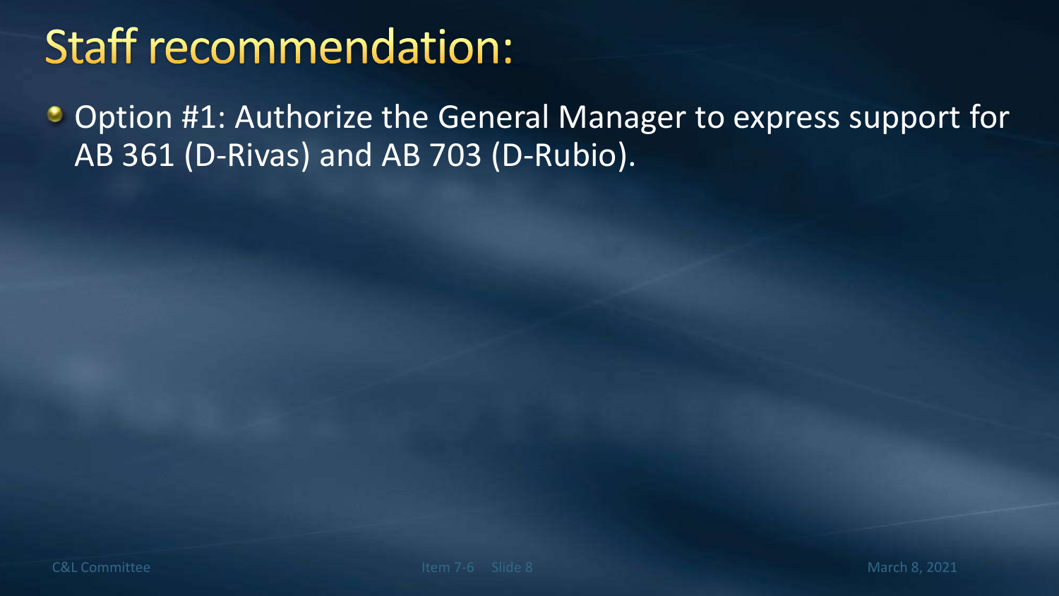# Staff recommendation:

- Option #1: Authorize the General Manager to express support for AB 361 (D-Rivas) and AB 703 (D-Rubio).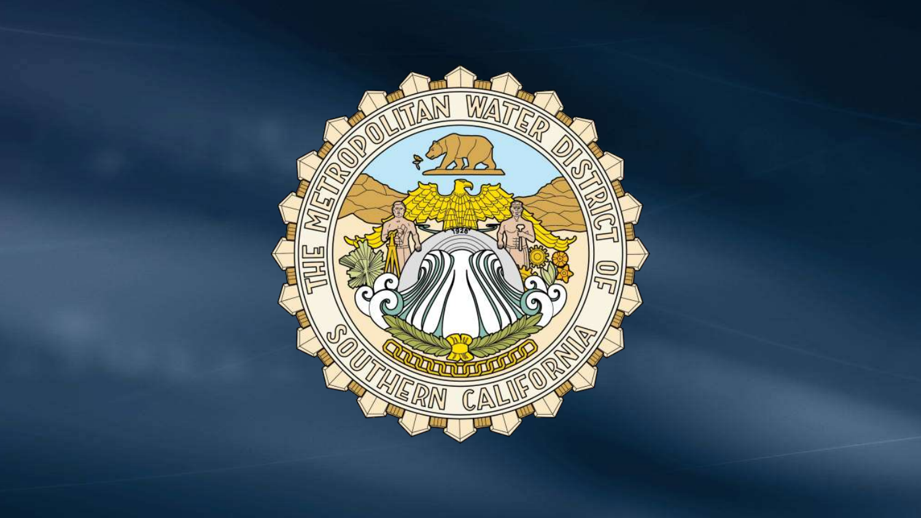THE METROPOLITAN WATER DISTRICT OF SOUTHERN CALIFORNIA

1928